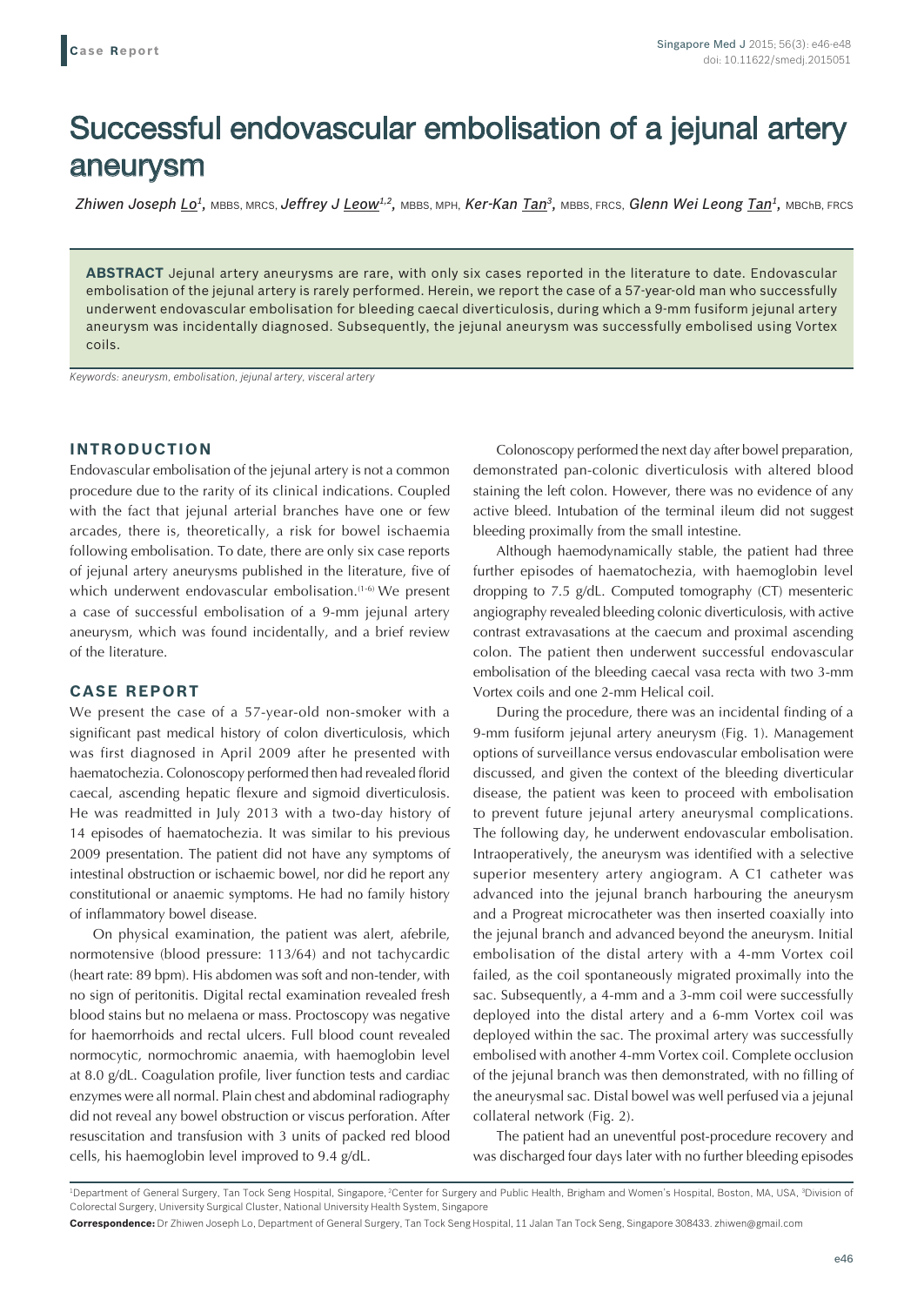Case Report

# Successful endovascular embolisation of a jejunal artery aneurysm

*Zhiwen Joseph Lo*[1], MBBS, MRCS, *Jeffrey J Leow*[1,2], MBBS, MPH, *Ker-Kan Tan*[3], MBBS, FRCS, *Glenn Wei Leong Tan*[1], MBChB, FRCS

**ABSTRACT** Jejunal artery aneurysms are rare, with only six cases reported in the literature to date. Endovascular embolisation of the jejunal artery is rarely performed. Herein, we report the case of a 57-year-old man who successfully underwent endovascular embolisation for bleeding caecal diverticulosis, during which a 9-mm fusiform jejunal artery aneurysm was incidentally diagnosed. Subsequently, the jejunal aneurysm was successfully embolised using Vortex coils.

*Keywords: aneurysm, embolisation, jejunal artery, visceral artery*

## INTRODUCTION

Endovascular embolisation of the jejunal artery is not a common procedure due to the rarity of its clinical indications. Coupled with the fact that jejunal arterial branches have one or few arcades, there is, theoretically, a risk for bowel ischaemia following embolisation. To date, there are only six case reports of jejunal artery aneurysms published in the literature, five of which underwent endovascular embolisation.[1-6] We present a case of successful embolisation of a 9-mm jejunal artery aneurysm, which was found incidentally, and a brief review of the literature.

## CASE REPORT

We present the case of a 57-year-old non-smoker with a significant past medical history of colon diverticulosis, which was first diagnosed in April 2009 after he presented with haematochezia. Colonoscopy performed then had revealed florid caecal, ascending hepatic flexure and sigmoid diverticulosis. He was readmitted in July 2013 with a two-day history of 14 episodes of haematochezia. It was similar to his previous 2009 presentation. The patient did not have any symptoms of intestinal obstruction or ischaemic bowel, nor did he report any constitutional or anaemic symptoms. He had no family history of inflammatory bowel disease.

On physical examination, the patient was alert, afebrile, normotensive (blood pressure: 113/64) and not tachycardic (heart rate: 89 bpm). His abdomen was soft and non-tender, with no sign of peritonitis. Digital rectal examination revealed fresh blood stains but no melaena or mass. Proctoscopy was negative for haemorrhoids and rectal ulcers. Full blood count revealed normocytic, normochromic anaemia, with haemoglobin level at 8.0 g/dL. Coagulation profile, liver function tests and cardiac enzymes were all normal. Plain chest and abdominal radiography did not reveal any bowel obstruction or viscus perforation. After resuscitation and transfusion with 3 units of packed red blood cells, his haemoglobin level improved to 9.4 g/dL.

Colonoscopy performed the next day after bowel preparation, demonstrated pan-colonic diverticulosis with altered blood staining the left colon. However, there was no evidence of any active bleed. Intubation of the terminal ileum did not suggest bleeding proximally from the small intestine.

Although haemodynamically stable, the patient had three further episodes of haematochezia, with haemoglobin level dropping to 7.5 g/dL. Computed tomography (CT) mesenteric angiography revealed bleeding colonic diverticulosis, with active contrast extravasations at the caecum and proximal ascending colon. The patient then underwent successful endovascular embolisation of the bleeding caecal vasa recta with two 3-mm Vortex coils and one 2-mm Helical coil.

During the procedure, there was an incidental finding of a 9-mm fusiform jejunal artery aneurysm (Fig. 1). Management options of surveillance versus endovascular embolisation were discussed, and given the context of the bleeding diverticular disease, the patient was keen to proceed with embolisation to prevent future jejunal artery aneurysmal complications. The following day, he underwent endovascular embolisation. Intraoperatively, the aneurysm was identified with a selective superior mesentery artery angiogram. A C1 catheter was advanced into the jejunal branch harbouring the aneurysm and a Progreat microcatheter was then inserted coaxially into the jejunal branch and advanced beyond the aneurysm. Initial embolisation of the distal artery with a 4-mm Vortex coil failed, as the coil spontaneously migrated proximally into the sac. Subsequently, a 4-mm and a 3-mm coil were successfully deployed into the distal artery and a 6-mm Vortex coil was deployed within the sac. The proximal artery was successfully embolised with another 4-mm Vortex coil. Complete occlusion of the jejunal branch was then demonstrated, with no filling of the aneurysmal sac. Distal bowel was well perfused via a jejunal collateral network (Fig. 2).

The patient had an uneventful post-procedure recovery and was discharged four days later with no further bleeding episodes

[1]Department of General Surgery, Tan Tock Seng Hospital, Singapore, [2]Center for Surgery and Public Health, Brigham and Women's Hospital, Boston, MA, USA, [3]Division of Colorectal Surgery, University Surgical Cluster, National University Health System, Singapore

**Correspondence:** Dr Zhiwen Joseph Lo, Department of General Surgery, Tan Tock Seng Hospital, 11 Jalan Tan Tock Seng, Singapore 308433. zhiwen@gmail.com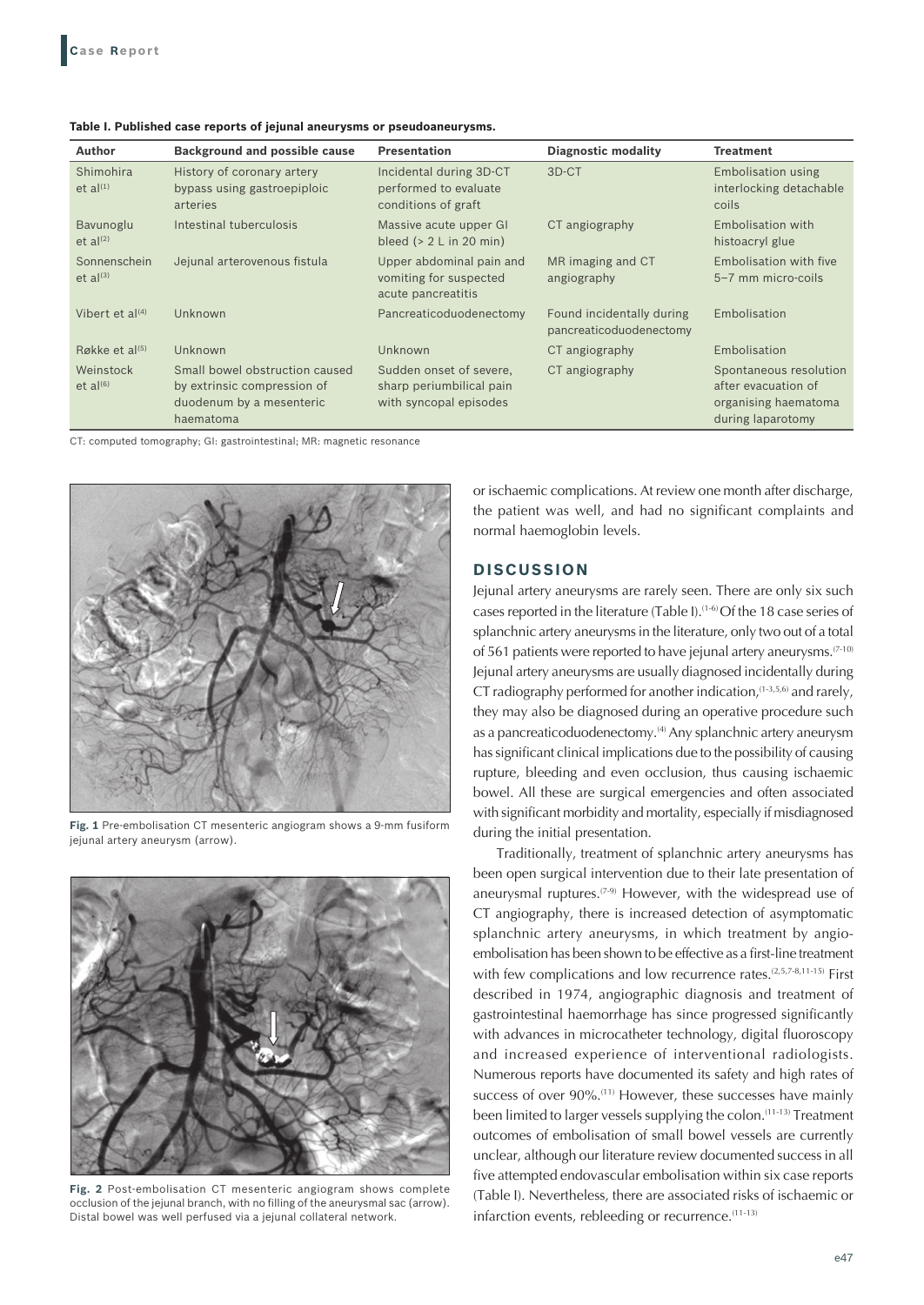**Table I. Published case reports of jejunal aneurysms or pseudoaneurysms.**

| Author | Background and possible cause | Presentation | Diagnostic modality | Treatment |
|---|---|---|---|---|
| Shimohira et al[1] | History of coronary artery bypass using gastroepiploic arteries | Incidental during 3D-CT performed to evaluate conditions of graft | 3D-CT | Embolisation using interlocking detachable coils |
| Bavunoglu et al[2] | Intestinal tuberculosis | Massive acute upper GI bleed (> 2 L in 20 min) | CT angiography | Embolisation with histoacryl glue |
| Sonnenschein et al[3] | Jejunal arterovenous fistula | Upper abdominal pain and vomiting for suspected acute pancreatitis | MR imaging and CT angiography | Embolisation with five 5–7 mm micro-coils |
| Vibert et al[4] | Unknown | Pancreaticoduodenectomy | Found incidentally during pancreaticoduodenectomy | Embolisation |
| Røkke et al[5] | Unknown | Unknown | CT angiography | Embolisation |
| Weinstock et al[6] | Small bowel obstruction caused by extrinsic compression of duodenum by a mesenteric haematoma | Sudden onset of severe, sharp periumbilical pain with syncopal episodes | CT angiography | Spontaneous resolution after evacuation of organising haematoma during laparotomy |

CT: computed tomography; GI: gastrointestinal; MR: magnetic resonance

**Fig. 1** Pre-embolisation CT mesenteric angiogram shows a 9-mm fusiform jejunal artery aneurysm (arrow).

**Fig. 2** Post-embolisation CT mesenteric angiogram shows complete occlusion of the jejunal branch, with no filling of the aneurysmal sac (arrow). Distal bowel was well perfused via a jejunal collateral network.

or ischaemic complications. At review one month after discharge, the patient was well, and had no significant complaints and normal haemoglobin levels.

## DISCUSSION

Jejunal artery aneurysms are rarely seen. There are only six such cases reported in the literature (Table I).[1-6] Of the 18 case series of splanchnic artery aneurysms in the literature, only two out of a total of 561 patients were reported to have jejunal artery aneurysms.[7-10] Jejunal artery aneurysms are usually diagnosed incidentally during CT radiography performed for another indication,[1-3,5,6] and rarely, they may also be diagnosed during an operative procedure such as a pancreaticoduodenectomy.[4] Any splanchnic artery aneurysm has significant clinical implications due to the possibility of causing rupture, bleeding and even occlusion, thus causing ischaemic bowel. All these are surgical emergencies and often associated with significant morbidity and mortality, especially if misdiagnosed during the initial presentation.

Traditionally, treatment of splanchnic artery aneurysms has been open surgical intervention due to their late presentation of aneurysmal ruptures.[7-9] However, with the widespread use of CT angiography, there is increased detection of asymptomatic splanchnic artery aneurysms, in which treatment by angio-embolisation has been shown to be effective as a first-line treatment with few complications and low recurrence rates.[2,5,7-8,11-15] First described in 1974, angiographic diagnosis and treatment of gastrointestinal haemorrhage has since progressed significantly with advances in microcatheter technology, digital fluoroscopy and increased experience of interventional radiologists. Numerous reports have documented its safety and high rates of success of over 90%.[11] However, these successes have mainly been limited to larger vessels supplying the colon.[11-13] Treatment outcomes of embolisation of small bowel vessels are currently unclear, although our literature review documented success in all five attempted endovascular embolisation within six case reports (Table I). Nevertheless, there are associated risks of ischaemic or infarction events, rebleeding or recurrence.[11-13]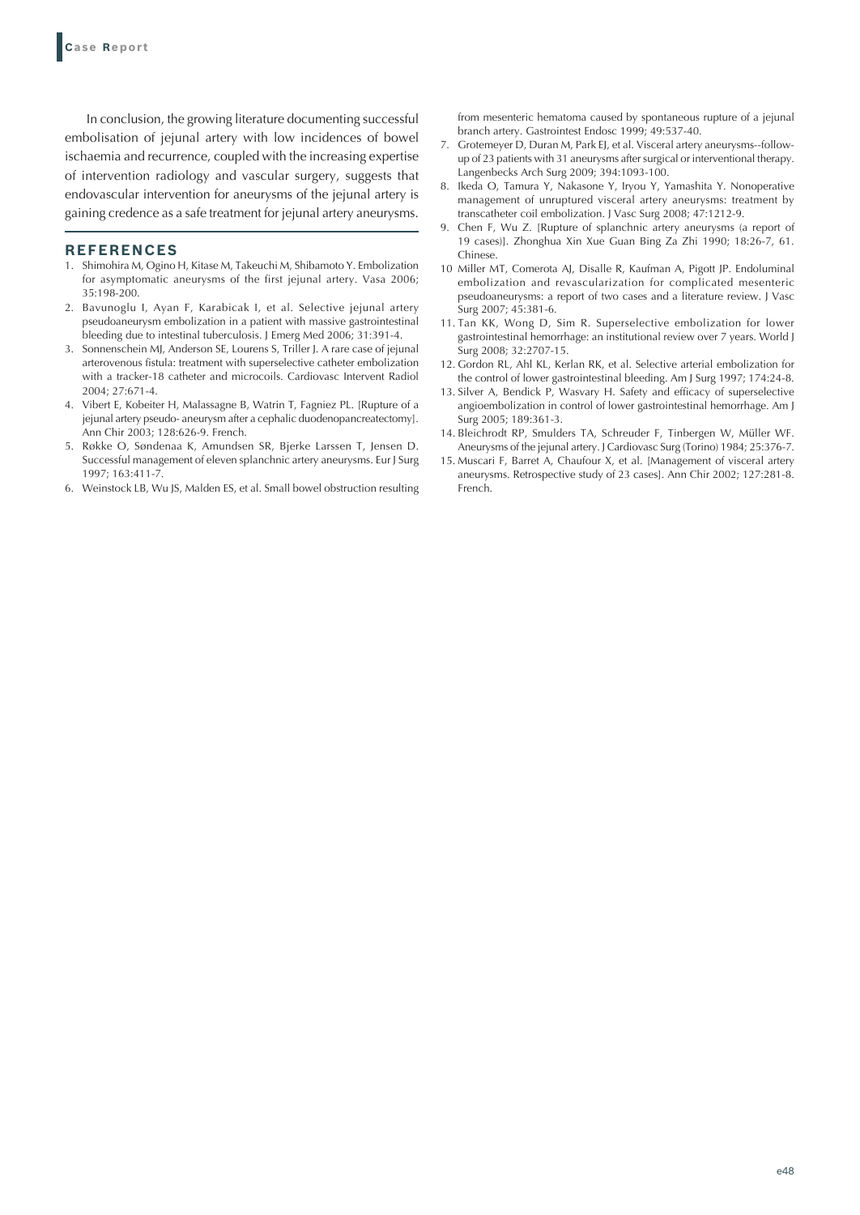In conclusion, the growing literature documenting successful embolisation of jejunal artery with low incidences of bowel ischaemia and recurrence, coupled with the increasing expertise of intervention radiology and vascular surgery, suggests that endovascular intervention for aneurysms of the jejunal artery is gaining credence as a safe treatment for jejunal artery aneurysms.

## REFERENCES

1. Shimohira M, Ogino H, Kitase M, Takeuchi M, Shibamoto Y. Embolization for asymptomatic aneurysms of the first jejunal artery. Vasa 2006; 35:198-200.
2. Bavunoglu I, Ayan F, Karabicak I, et al. Selective jejunal artery pseudoaneurysm embolization in a patient with massive gastrointestinal bleeding due to intestinal tuberculosis. J Emerg Med 2006; 31:391-4.
3. Sonnenschein MJ, Anderson SE, Lourens S, Triller J. A rare case of jejunal arterovenous fistula: treatment with superselective catheter embolization with a tracker-18 catheter and microcoils. Cardiovasc Intervent Radiol 2004; 27:671-4.
4. Vibert E, Kobeiter H, Malassagne B, Watrin T, Fagniez PL. [Rupture of a jejunal artery pseudo- aneurysm after a cephalic duodenopancreatectomy]. Ann Chir 2003; 128:626-9. French.
5. Røkke O, Søndenaa K, Amundsen SR, Bjerke Larssen T, Jensen D. Successful management of eleven splanchnic artery aneurysms. Eur J Surg 1997; 163:411-7.
6. Weinstock LB, Wu JS, Malden ES, et al. Small bowel obstruction resulting from mesenteric hematoma caused by spontaneous rupture of a jejunal branch artery. Gastrointest Endosc 1999; 49:537-40.
7. Grotemeyer D, Duran M, Park EJ, et al. Visceral artery aneurysms--follow-up of 23 patients with 31 aneurysms after surgical or interventional therapy. Langenbecks Arch Surg 2009; 394:1093-100.
8. Ikeda O, Tamura Y, Nakasone Y, Iryou Y, Yamashita Y. Nonoperative management of unruptured visceral artery aneurysms: treatment by transcatheter coil embolization. J Vasc Surg 2008; 47:1212-9.
9. Chen F, Wu Z. [Rupture of splanchnic artery aneurysms (a report of 19 cases)]. Zhonghua Xin Xue Guan Bing Za Zhi 1990; 18:26-7, 61. Chinese.
10. Miller MT, Comerota AJ, Disalle R, Kaufman A, Pigott JP. Endoluminal embolization and revascularization for complicated mesenteric pseudoaneurysms: a report of two cases and a literature review. J Vasc Surg 2007; 45:381-6.
11. Tan KK, Wong D, Sim R. Superselective embolization for lower gastrointestinal hemorrhage: an institutional review over 7 years. World J Surg 2008; 32:2707-15.
12. Gordon RL, Ahl KL, Kerlan RK, et al. Selective arterial embolization for the control of lower gastrointestinal bleeding. Am J Surg 1997; 174:24-8.
13. Silver A, Bendick P, Wasvary H. Safety and efficacy of superselective angioembolization in control of lower gastrointestinal hemorrhage. Am J Surg 2005; 189:361-3.
14. Bleichrodt RP, Smulders TA, Schreuder F, Tinbergen W, Müller WF. Aneurysms of the jejunal artery. J Cardiovasc Surg (Torino) 1984; 25:376-7.
15. Muscari F, Barret A, Chaufour X, et al. [Management of visceral artery aneurysms. Retrospective study of 23 cases]. Ann Chir 2002; 127:281-8. French.